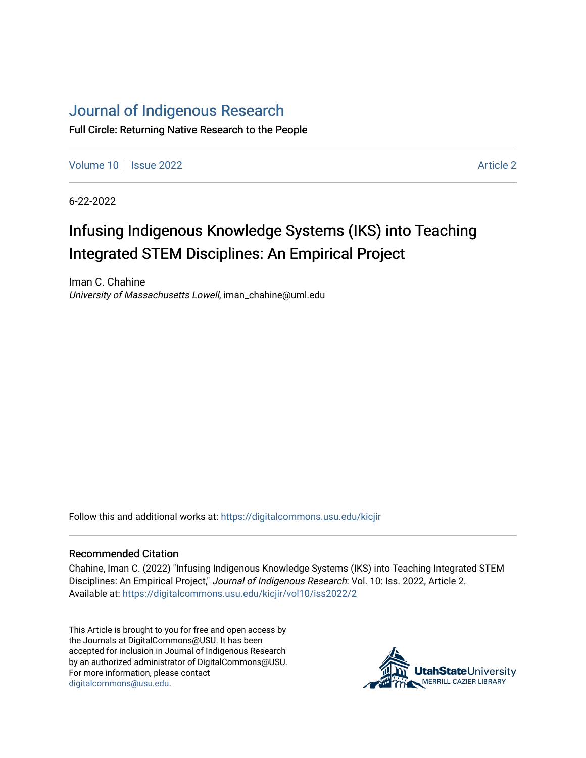# Journal of Indigenous Research

Full Circle: Returning Native Research to the People

Volume 10 | Issue 2022 | Article 2

6-22-2022

## Infusing Indigenous Knowledge Systems (IKS) into Teaching Integrated STEM Disciplines: An Empirical Project

Iman C. Chahine
*University of Massachusetts Lowell*, iman_chahine@uml.edu

Follow this and additional works at: https://digitalcommons.usu.edu/kicjir

### Recommended Citation

Chahine, Iman C. (2022) "Infusing Indigenous Knowledge Systems (IKS) into Teaching Integrated STEM Disciplines: An Empirical Project," *Journal of Indigenous Research*: Vol. 10: Iss. 2022, Article 2.
Available at: https://digitalcommons.usu.edu/kicjir/vol10/iss2022/2

This Article is brought to you for free and open access by the Journals at DigitalCommons@USU. It has been accepted for inclusion in Journal of Indigenous Research by an authorized administrator of DigitalCommons@USU. For more information, please contact digitalcommons@usu.edu.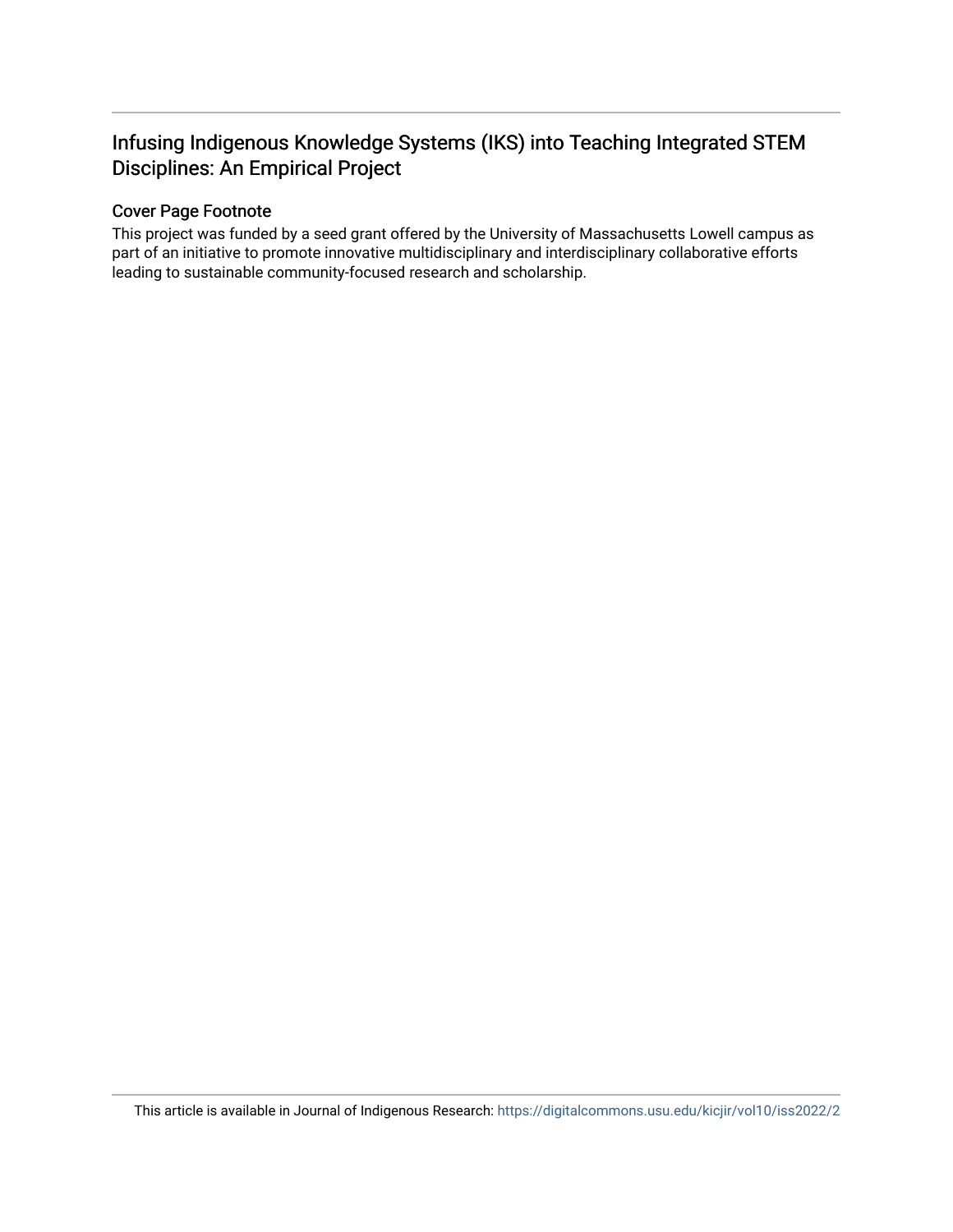# Infusing Indigenous Knowledge Systems (IKS) into Teaching Integrated STEM Disciplines: An Empirical Project

## Cover Page Footnote

This project was funded by a seed grant offered by the University of Massachusetts Lowell campus as part of an initiative to promote innovative multidisciplinary and interdisciplinary collaborative efforts leading to sustainable community-focused research and scholarship.

This article is available in Journal of Indigenous Research: https://digitalcommons.usu.edu/kicjir/vol10/iss2022/2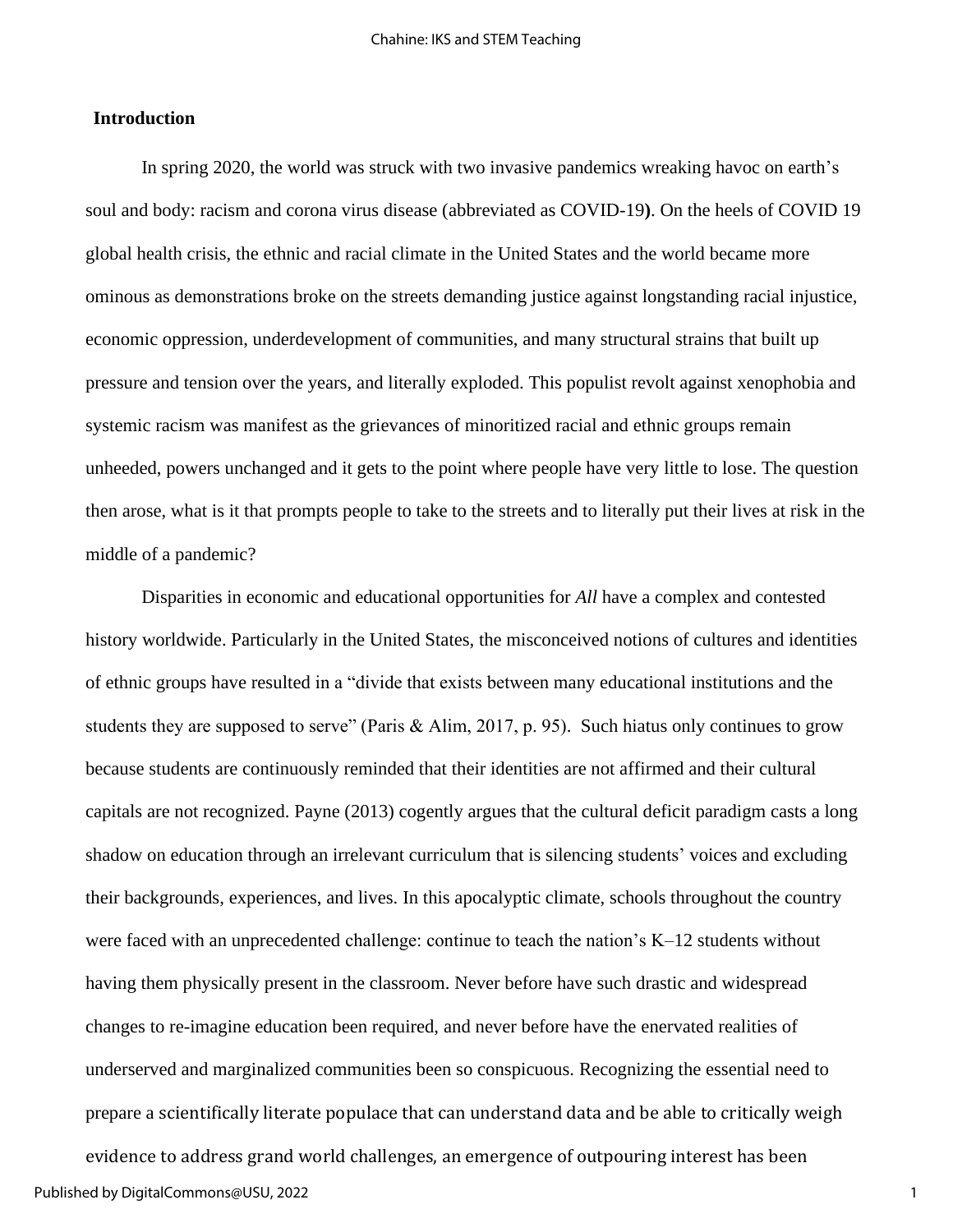## Introduction

In spring 2020, the world was struck with two invasive pandemics wreaking havoc on earth's soul and body: racism and corona virus disease (abbreviated as COVID-19**)**. On the heels of COVID 19 global health crisis, the ethnic and racial climate in the United States and the world became more ominous as demonstrations broke on the streets demanding justice against longstanding racial injustice, economic oppression, underdevelopment of communities, and many structural strains that built up pressure and tension over the years, and literally exploded. This populist revolt against xenophobia and systemic racism was manifest as the grievances of minoritized racial and ethnic groups remain unheeded, powers unchanged and it gets to the point where people have very little to lose. The question then arose, what is it that prompts people to take to the streets and to literally put their lives at risk in the middle of a pandemic?

Disparities in economic and educational opportunities for *All* have a complex and contested history worldwide. Particularly in the United States, the misconceived notions of cultures and identities of ethnic groups have resulted in a "divide that exists between many educational institutions and the students they are supposed to serve" (Paris & Alim, 2017, p. 95). Such hiatus only continues to grow because students are continuously reminded that their identities are not affirmed and their cultural capitals are not recognized. Payne (2013) cogently argues that the cultural deficit paradigm casts a long shadow on education through an irrelevant curriculum that is silencing students' voices and excluding their backgrounds, experiences, and lives. In this apocalyptic climate, schools throughout the country were faced with an unprecedented challenge: continue to teach the nation's K–12 students without having them physically present in the classroom. Never before have such drastic and widespread changes to re-imagine education been required, and never before have the enervated realities of underserved and marginalized communities been so conspicuous. Recognizing the essential need to prepare a scientifically literate populace that can understand data and be able to critically weigh evidence to address grand world challenges, an emergence of outpouring interest has been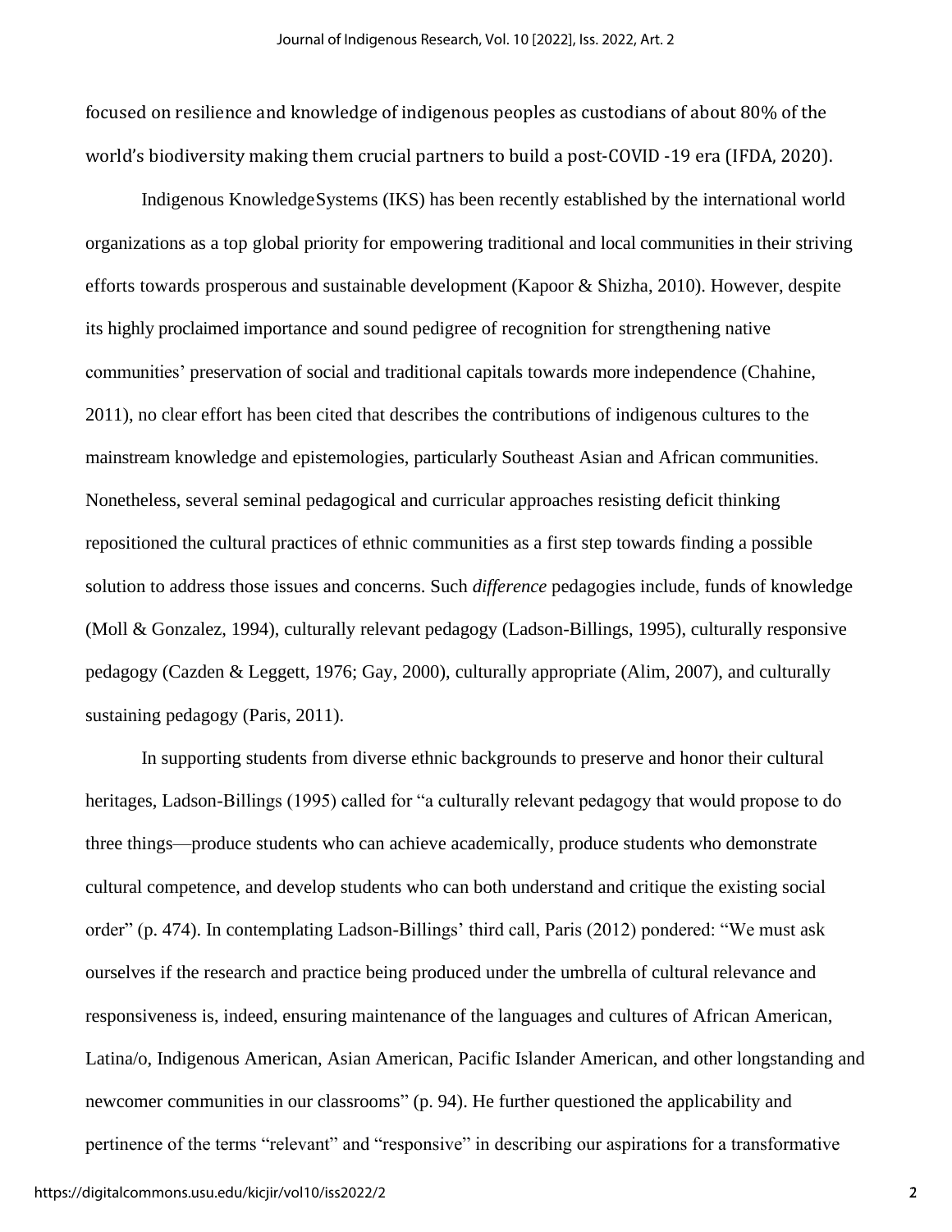focused on resilience and knowledge of indigenous peoples as custodians of about 80% of the world's biodiversity making them crucial partners to build a post-COVID -19 era (IFDA, 2020).

Indigenous KnowledgeSystems (IKS) has been recently established by the international world organizations as a top global priority for empowering traditional and local communities in their striving efforts towards prosperous and sustainable development (Kapoor & Shizha, 2010). However, despite its highly proclaimed importance and sound pedigree of recognition for strengthening native communities' preservation of social and traditional capitals towards more independence (Chahine, 2011), no clear effort has been cited that describes the contributions of indigenous cultures to the mainstream knowledge and epistemologies, particularly Southeast Asian and African communities. Nonetheless, several seminal pedagogical and curricular approaches resisting deficit thinking repositioned the cultural practices of ethnic communities as a first step towards finding a possible solution to address those issues and concerns. Such *difference* pedagogies include, funds of knowledge (Moll & Gonzalez, 1994), culturally relevant pedagogy (Ladson-Billings, 1995), culturally responsive pedagogy (Cazden & Leggett, 1976; Gay, 2000), culturally appropriate (Alim, 2007), and culturally sustaining pedagogy (Paris, 2011).

In supporting students from diverse ethnic backgrounds to preserve and honor their cultural heritages, Ladson-Billings (1995) called for "a culturally relevant pedagogy that would propose to do three things—produce students who can achieve academically, produce students who demonstrate cultural competence, and develop students who can both understand and critique the existing social order" (p. 474). In contemplating Ladson-Billings' third call, Paris (2012) pondered: "We must ask ourselves if the research and practice being produced under the umbrella of cultural relevance and responsiveness is, indeed, ensuring maintenance of the languages and cultures of African American, Latina/o, Indigenous American, Asian American, Pacific Islander American, and other longstanding and newcomer communities in our classrooms" (p. 94). He further questioned the applicability and pertinence of the terms "relevant" and "responsive" in describing our aspirations for a transformative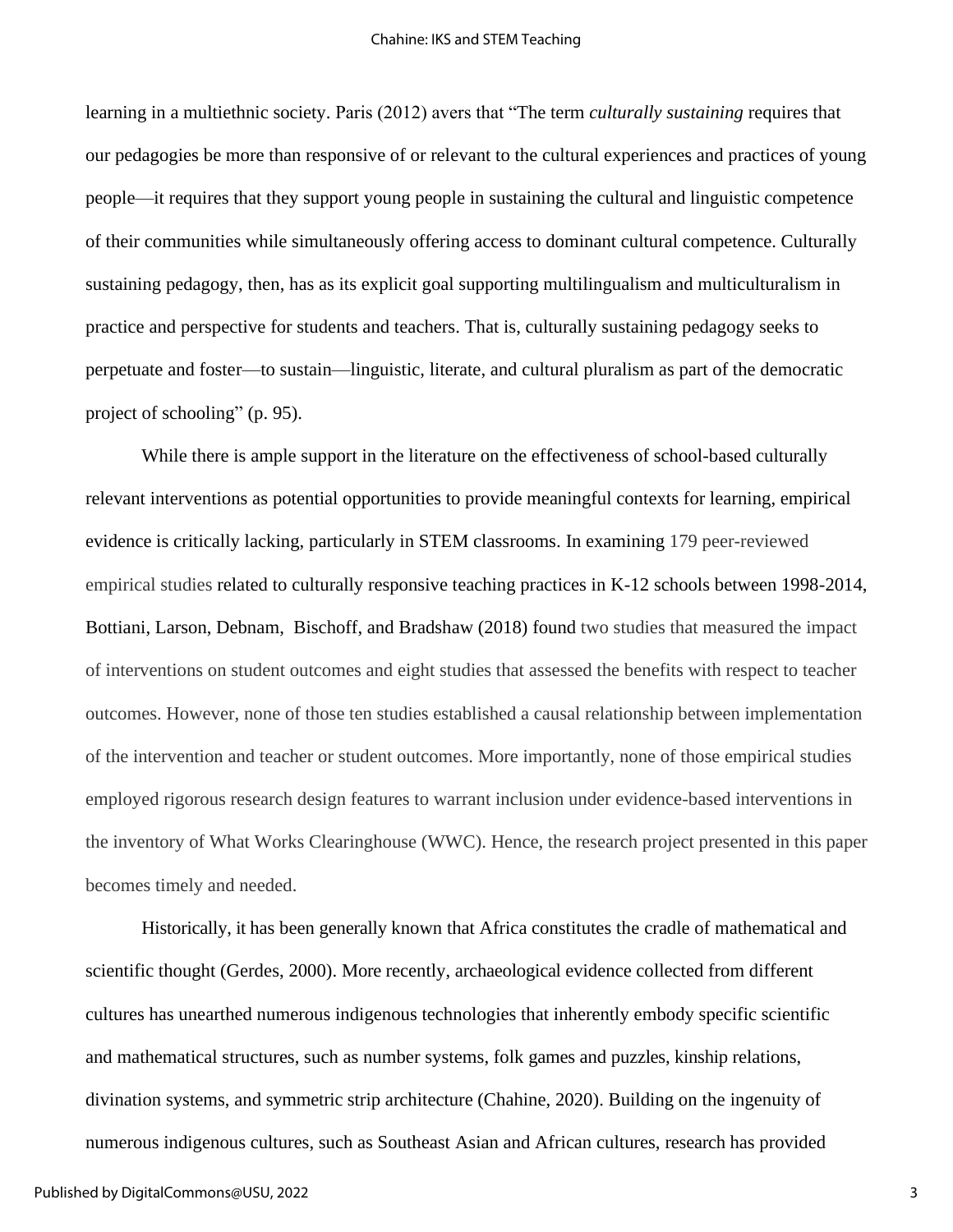learning in a multiethnic society. Paris (2012) avers that "The term *culturally sustaining* requires that our pedagogies be more than responsive of or relevant to the cultural experiences and practices of young people—it requires that they support young people in sustaining the cultural and linguistic competence of their communities while simultaneously offering access to dominant cultural competence. Culturally sustaining pedagogy, then, has as its explicit goal supporting multilingualism and multiculturalism in practice and perspective for students and teachers. That is, culturally sustaining pedagogy seeks to perpetuate and foster—to sustain—linguistic, literate, and cultural pluralism as part of the democratic project of schooling" (p. 95).

While there is ample support in the literature on the effectiveness of school-based culturally relevant interventions as potential opportunities to provide meaningful contexts for learning, empirical evidence is critically lacking, particularly in STEM classrooms. In examining 179 peer-reviewed empirical studies related to culturally responsive teaching practices in K-12 schools between 1998-2014, Bottiani, Larson, Debnam, Bischoff, and Bradshaw (2018) found two studies that measured the impact of interventions on student outcomes and eight studies that assessed the benefits with respect to teacher outcomes. However, none of those ten studies established a causal relationship between implementation of the intervention and teacher or student outcomes. More importantly, none of those empirical studies employed rigorous research design features to warrant inclusion under evidence-based interventions in the inventory of What Works Clearinghouse (WWC). Hence, the research project presented in this paper becomes timely and needed.

Historically, it has been generally known that Africa constitutes the cradle of mathematical and scientific thought (Gerdes, 2000). More recently, archaeological evidence collected from different cultures has unearthed numerous indigenous technologies that inherently embody specific scientific and mathematical structures, such as number systems, folk games and puzzles, kinship relations, divination systems, and symmetric strip architecture (Chahine, 2020). Building on the ingenuity of numerous indigenous cultures, such as Southeast Asian and African cultures, research has provided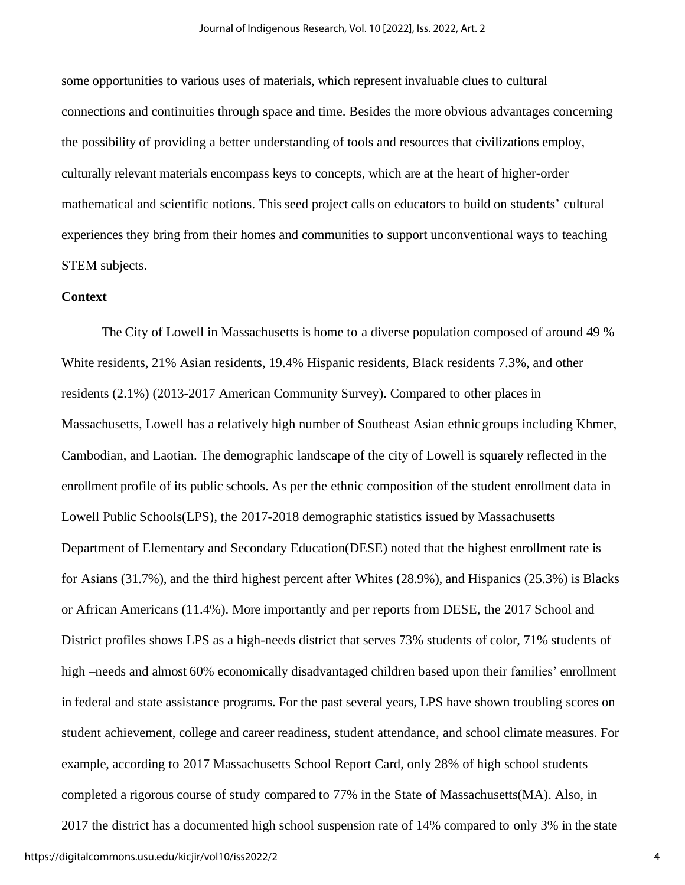some opportunities to various uses of materials, which represent invaluable clues to cultural connections and continuities through space and time. Besides the more obvious advantages concerning the possibility of providing a better understanding of tools and resources that civilizations employ, culturally relevant materials encompass keys to concepts, which are at the heart of higher-order mathematical and scientific notions. This seed project calls on educators to build on students' cultural experiences they bring from their homes and communities to support unconventional ways to teaching STEM subjects.

**Context**

The City of Lowell in Massachusetts is home to a diverse population composed of around 49 % White residents, 21% Asian residents, 19.4% Hispanic residents, Black residents 7.3%, and other residents (2.1%) (2013-2017 American Community Survey). Compared to other places in Massachusetts, Lowell has a relatively high number of Southeast Asian ethnic groups including Khmer, Cambodian, and Laotian. The demographic landscape of the city of Lowell is squarely reflected in the enrollment profile of its public schools. As per the ethnic composition of the student enrollment data in Lowell Public Schools(LPS), the 2017-2018 demographic statistics issued by Massachusetts Department of Elementary and Secondary Education(DESE) noted that the highest enrollment rate is for Asians (31.7%), and the third highest percent after Whites (28.9%), and Hispanics (25.3%) is Blacks or African Americans (11.4%). More importantly and per reports from DESE, the 2017 School and District profiles shows LPS as a high-needs district that serves 73% students of color, 71% students of high –needs and almost 60% economically disadvantaged children based upon their families' enrollment in federal and state assistance programs. For the past several years, LPS have shown troubling scores on student achievement, college and career readiness, student attendance, and school climate measures. For example, according to 2017 Massachusetts School Report Card, only 28% of high school students completed a rigorous course of study compared to 77% in the State of Massachusetts(MA). Also, in 2017 the district has a documented high school suspension rate of 14% compared to only 3% in the state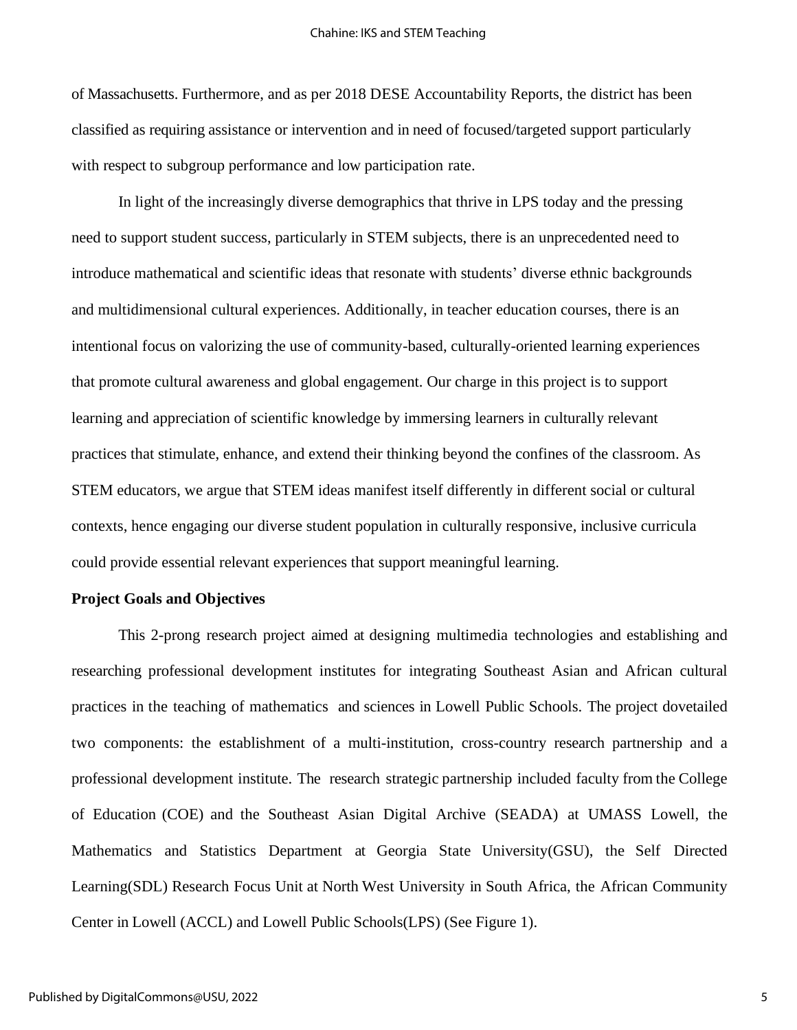of Massachusetts. Furthermore, and as per 2018 DESE Accountability Reports, the district has been classified as requiring assistance or intervention and in need of focused/targeted support particularly with respect to subgroup performance and low participation rate.

In light of the increasingly diverse demographics that thrive in LPS today and the pressing need to support student success, particularly in STEM subjects, there is an unprecedented need to introduce mathematical and scientific ideas that resonate with students' diverse ethnic backgrounds and multidimensional cultural experiences. Additionally, in teacher education courses, there is an intentional focus on valorizing the use of community-based, culturally-oriented learning experiences that promote cultural awareness and global engagement. Our charge in this project is to support learning and appreciation of scientific knowledge by immersing learners in culturally relevant practices that stimulate, enhance, and extend their thinking beyond the confines of the classroom. As STEM educators, we argue that STEM ideas manifest itself differently in different social or cultural contexts, hence engaging our diverse student population in culturally responsive, inclusive curricula could provide essential relevant experiences that support meaningful learning.

**Project Goals and Objectives**

This 2-prong research project aimed at designing multimedia technologies and establishing and researching professional development institutes for integrating Southeast Asian and African cultural practices in the teaching of mathematics and sciences in Lowell Public Schools. The project dovetailed two components: the establishment of a multi-institution, cross-country research partnership and a professional development institute. The research strategic partnership included faculty from the College of Education (COE) and the Southeast Asian Digital Archive (SEADA) at UMASS Lowell, the Mathematics and Statistics Department at Georgia State University(GSU), the Self Directed Learning(SDL) Research Focus Unit at North West University in South Africa, the African Community Center in Lowell (ACCL) and Lowell Public Schools(LPS) (See Figure 1).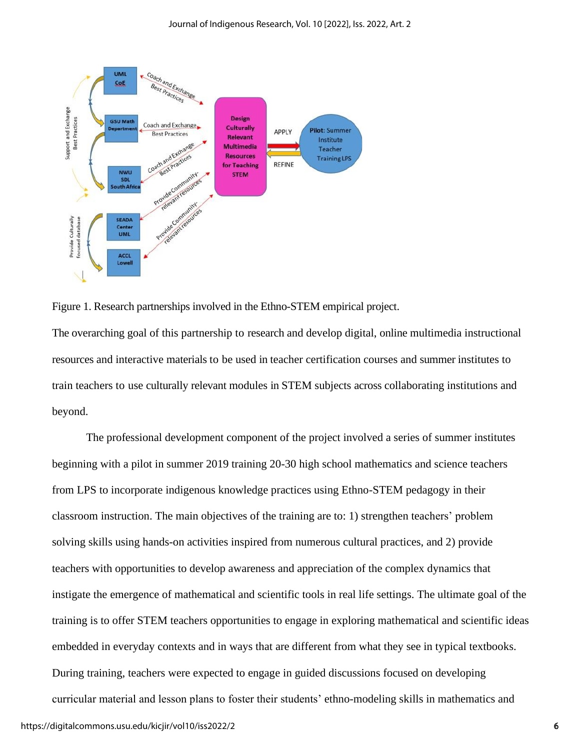Figure 1. Research partnerships involved in the Ethno-STEM empirical project.

The overarching goal of this partnership to research and develop digital, online multimedia instructional resources and interactive materials to be used in teacher certification courses and summer institutes to train teachers to use culturally relevant modules in STEM subjects across collaborating institutions and beyond.

The professional development component of the project involved a series of summer institutes beginning with a pilot in summer 2019 training 20-30 high school mathematics and science teachers from LPS to incorporate indigenous knowledge practices using Ethno-STEM pedagogy in their classroom instruction. The main objectives of the training are to: 1) strengthen teachers' problem solving skills using hands-on activities inspired from numerous cultural practices, and 2) provide teachers with opportunities to develop awareness and appreciation of the complex dynamics that instigate the emergence of mathematical and scientific tools in real life settings. The ultimate goal of the training is to offer STEM teachers opportunities to engage in exploring mathematical and scientific ideas embedded in everyday contexts and in ways that are different from what they see in typical textbooks. During training, teachers were expected to engage in guided discussions focused on developing curricular material and lesson plans to foster their students' ethno-modeling skills in mathematics and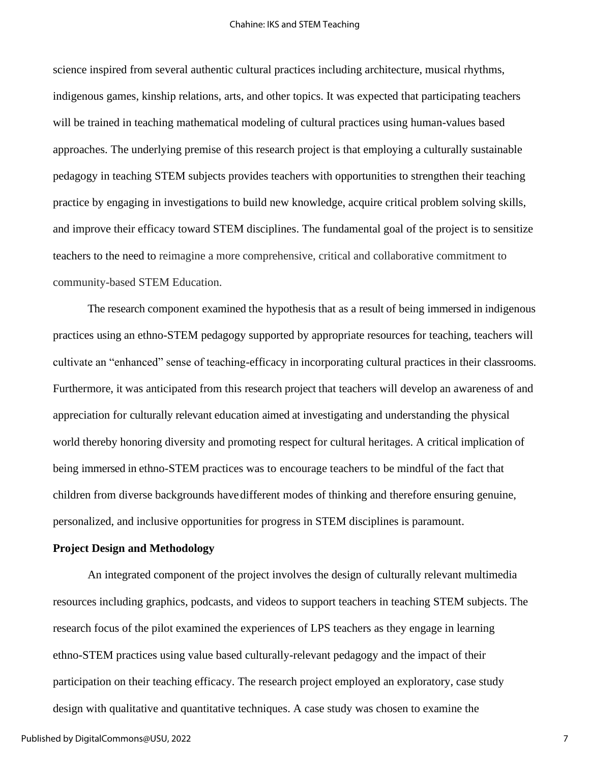science inspired from several authentic cultural practices including architecture, musical rhythms, indigenous games, kinship relations, arts, and other topics. It was expected that participating teachers will be trained in teaching mathematical modeling of cultural practices using human-values based approaches. The underlying premise of this research project is that employing a culturally sustainable pedagogy in teaching STEM subjects provides teachers with opportunities to strengthen their teaching practice by engaging in investigations to build new knowledge, acquire critical problem solving skills, and improve their efficacy toward STEM disciplines. The fundamental goal of the project is to sensitize teachers to the need to reimagine a more comprehensive, critical and collaborative commitment to community-based STEM Education.

The research component examined the hypothesis that as a result of being immersed in indigenous practices using an ethno-STEM pedagogy supported by appropriate resources for teaching, teachers will cultivate an "enhanced" sense of teaching-efficacy in incorporating cultural practices in their classrooms. Furthermore, it was anticipated from this research project that teachers will develop an awareness of and appreciation for culturally relevant education aimed at investigating and understanding the physical world thereby honoring diversity and promoting respect for cultural heritages. A critical implication of being immersed in ethno-STEM practices was to encourage teachers to be mindful of the fact that children from diverse backgrounds have different modes of thinking and therefore ensuring genuine, personalized, and inclusive opportunities for progress in STEM disciplines is paramount.

**Project Design and Methodology**

An integrated component of the project involves the design of culturally relevant multimedia resources including graphics, podcasts, and videos to support teachers in teaching STEM subjects. The research focus of the pilot examined the experiences of LPS teachers as they engage in learning ethno-STEM practices using value based culturally-relevant pedagogy and the impact of their participation on their teaching efficacy. The research project employed an exploratory, case study design with qualitative and quantitative techniques. A case study was chosen to examine the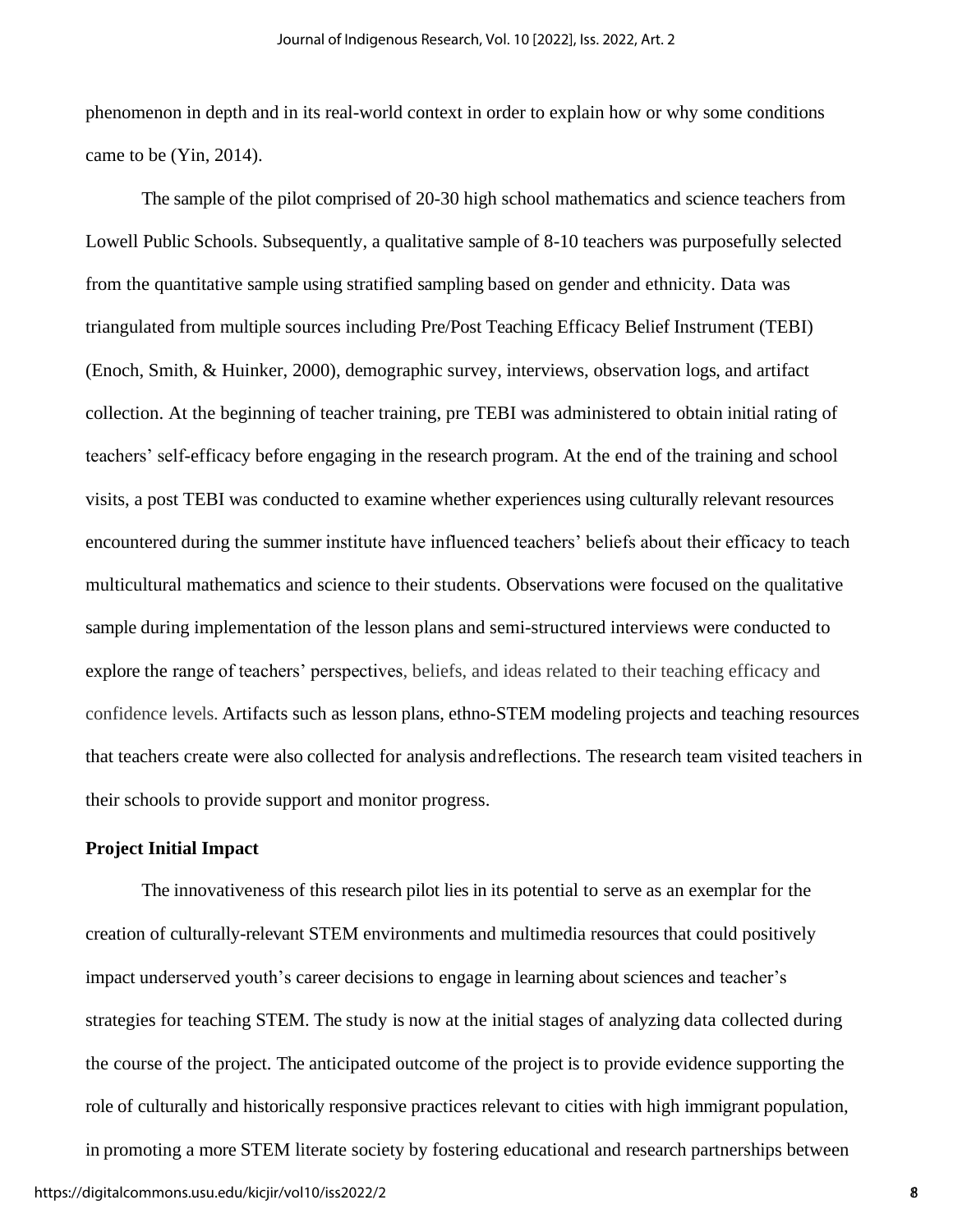phenomenon in depth and in its real-world context in order to explain how or why some conditions came to be (Yin, 2014).

The sample of the pilot comprised of 20-30 high school mathematics and science teachers from Lowell Public Schools. Subsequently, a qualitative sample of 8-10 teachers was purposefully selected from the quantitative sample using stratified sampling based on gender and ethnicity. Data was triangulated from multiple sources including Pre/Post Teaching Efficacy Belief Instrument (TEBI) (Enoch, Smith, & Huinker, 2000), demographic survey, interviews, observation logs, and artifact collection. At the beginning of teacher training, pre TEBI was administered to obtain initial rating of teachers' self-efficacy before engaging in the research program. At the end of the training and school visits, a post TEBI was conducted to examine whether experiences using culturally relevant resources encountered during the summer institute have influenced teachers' beliefs about their efficacy to teach multicultural mathematics and science to their students. Observations were focused on the qualitative sample during implementation of the lesson plans and semi-structured interviews were conducted to explore the range of teachers' perspectives, beliefs, and ideas related to their teaching efficacy and confidence levels. Artifacts such as lesson plans, ethno-STEM modeling projects and teaching resources that teachers create were also collected for analysis andreflections. The research team visited teachers in their schools to provide support and monitor progress.

**Project Initial Impact**

The innovativeness of this research pilot lies in its potential to serve as an exemplar for the creation of culturally-relevant STEM environments and multimedia resources that could positively impact underserved youth's career decisions to engage in learning about sciences and teacher's strategies for teaching STEM. The study is now at the initial stages of analyzing data collected during the course of the project. The anticipated outcome of the project is to provide evidence supporting the role of culturally and historically responsive practices relevant to cities with high immigrant population, in promoting a more STEM literate society by fostering educational and research partnerships between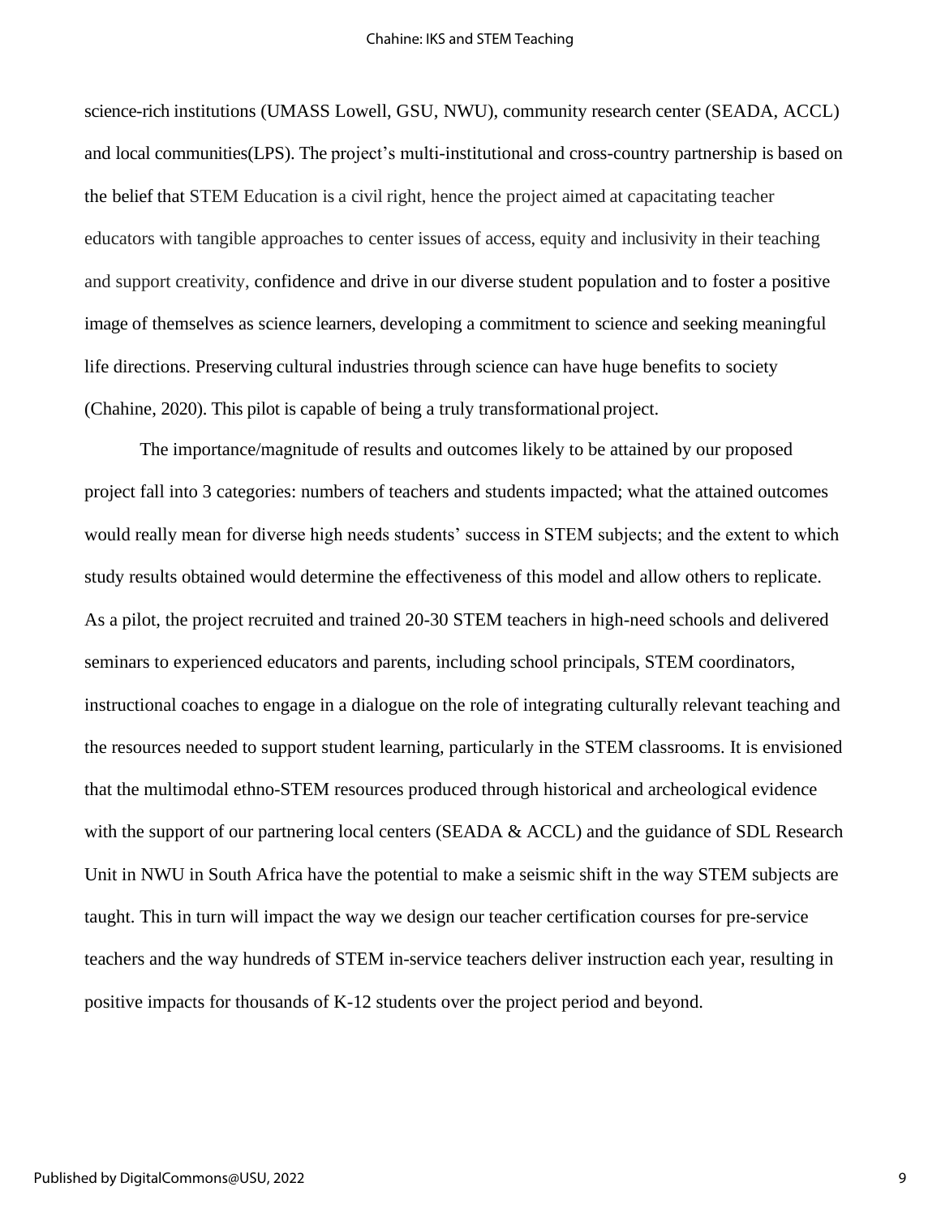science-rich institutions (UMASS Lowell, GSU, NWU), community research center (SEADA, ACCL) and local communities(LPS). The project's multi-institutional and cross-country partnership is based on the belief that STEM Education is a civil right, hence the project aimed at capacitating teacher educators with tangible approaches to center issues of access, equity and inclusivity in their teaching and support creativity, confidence and drive in our diverse student population and to foster a positive image of themselves as science learners, developing a commitment to science and seeking meaningful life directions. Preserving cultural industries through science can have huge benefits to society (Chahine, 2020). This pilot is capable of being a truly transformational project.

The importance/magnitude of results and outcomes likely to be attained by our proposed project fall into 3 categories: numbers of teachers and students impacted; what the attained outcomes would really mean for diverse high needs students' success in STEM subjects; and the extent to which study results obtained would determine the effectiveness of this model and allow others to replicate. As a pilot, the project recruited and trained 20-30 STEM teachers in high-need schools and delivered seminars to experienced educators and parents, including school principals, STEM coordinators, instructional coaches to engage in a dialogue on the role of integrating culturally relevant teaching and the resources needed to support student learning, particularly in the STEM classrooms. It is envisioned that the multimodal ethno-STEM resources produced through historical and archeological evidence with the support of our partnering local centers (SEADA & ACCL) and the guidance of SDL Research Unit in NWU in South Africa have the potential to make a seismic shift in the way STEM subjects are taught. This in turn will impact the way we design our teacher certification courses for pre-service teachers and the way hundreds of STEM in-service teachers deliver instruction each year, resulting in positive impacts for thousands of K-12 students over the project period and beyond.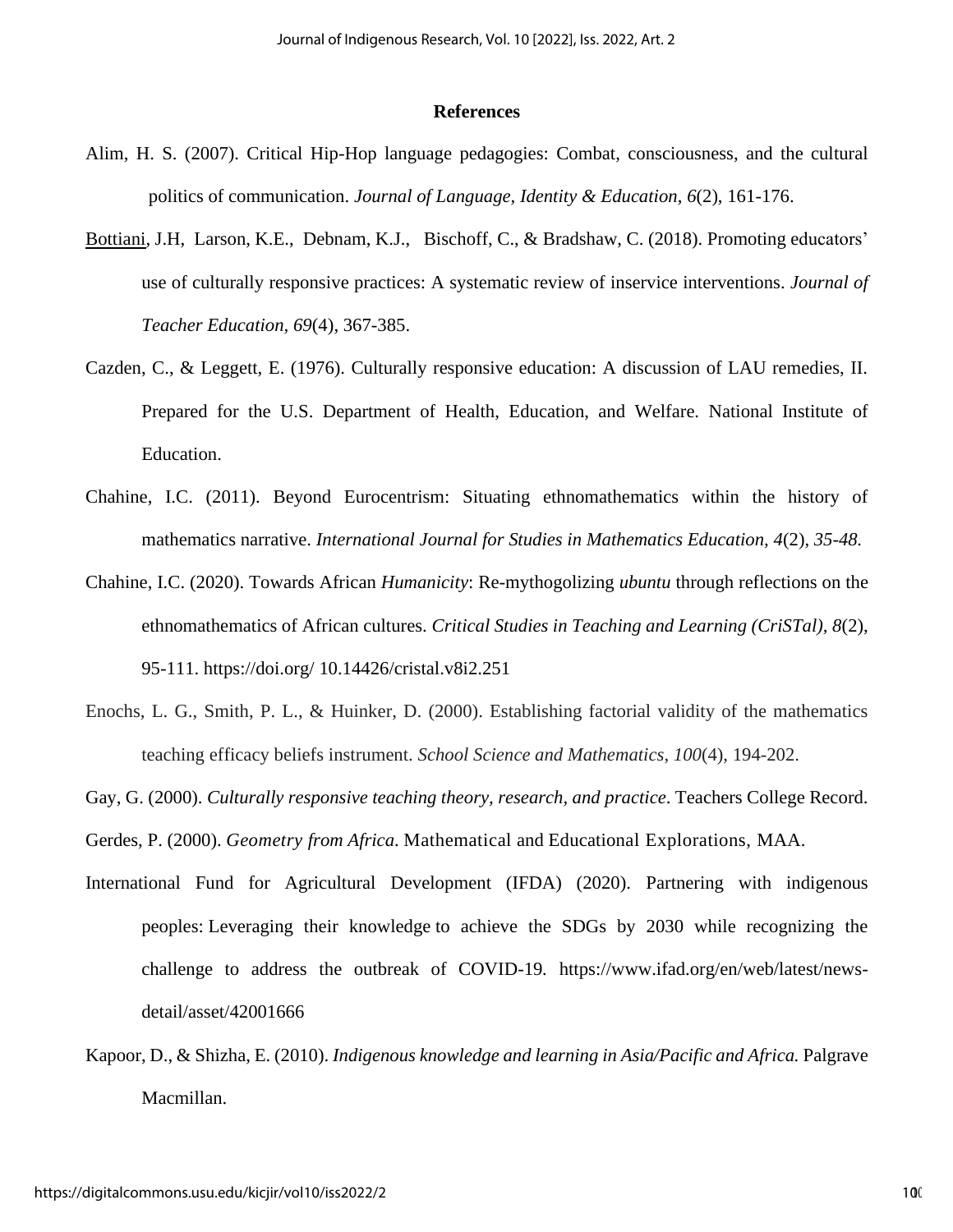## References

Alim, H. S. (2007). Critical Hip-Hop language pedagogies: Combat, consciousness, and the cultural politics of communication. *Journal of Language, Identity & Education*, *6*(2), 161-176.

Bottiani, J.H, Larson, K.E., Debnam, K.J., Bischoff, C., & Bradshaw, C. (2018). Promoting educators' use of culturally responsive practices: A systematic review of inservice interventions. *Journal of Teacher Education, 69*(4), 367-385.

Cazden, C., & Leggett, E. (1976). Culturally responsive education: A discussion of LAU remedies, II. Prepared for the U.S. Department of Health, Education, and Welfare. National Institute of Education.

Chahine, I.C. (2011). Beyond Eurocentrism: Situating ethnomathematics within the history of mathematics narrative. *International Journal for Studies in Mathematics Education, 4*(2), *35-48.*

Chahine, I.C. (2020). Towards African *Humanicity*: Re-mythogolizing *ubuntu* through reflections on the ethnomathematics of African cultures. *Critical Studies in Teaching and Learning (CriSTal), 8*(2), 95-111. https://doi.org/ 10.14426/cristal.v8i2.251

Enochs, L. G., Smith, P. L., & Huinker, D. (2000). Establishing factorial validity of the mathematics teaching efficacy beliefs instrument. *School Science and Mathematics*, *100*(4), 194-202.

Gay, G. (2000). *Culturally responsive teaching theory, research, and practice*. Teachers College Record.

Gerdes, P. (2000). *Geometry from Africa*. Mathematical and Educational Explorations, MAA.

International Fund for Agricultural Development (IFDA) (2020). Partnering with indigenous peoples: Leveraging their knowledge to achieve the SDGs by 2030 while recognizing the challenge to address the outbreak of COVID-19. https://www.ifad.org/en/web/latest/news-detail/asset/42001666

Kapoor, D., & Shizha, E. (2010). *Indigenous knowledge and learning in Asia/Pacific and Africa.* Palgrave Macmillan.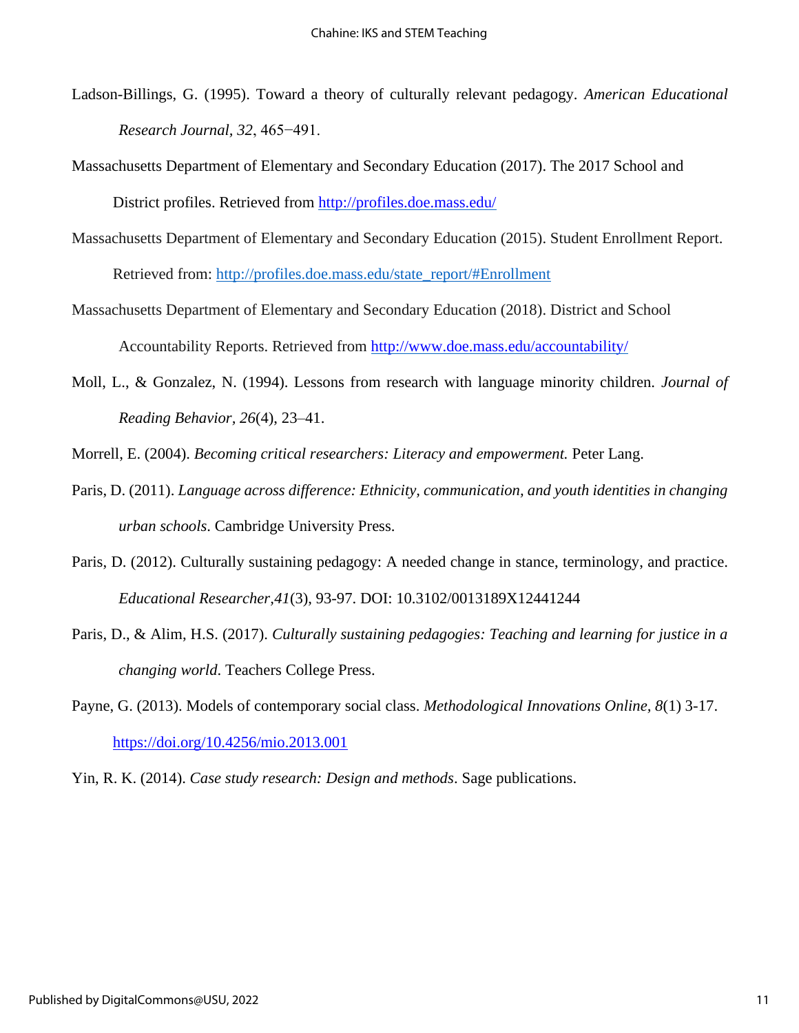Ladson-Billings, G. (1995). Toward a theory of culturally relevant pedagogy. *American Educational Research Journal, 32*, 465−491.

Massachusetts Department of Elementary and Secondary Education (2017). The 2017 School and District profiles. Retrieved from http://profiles.doe.mass.edu/

Massachusetts Department of Elementary and Secondary Education (2015). Student Enrollment Report. Retrieved from: http://profiles.doe.mass.edu/state_report/#Enrollment

Massachusetts Department of Elementary and Secondary Education (2018). District and School Accountability Reports. Retrieved from http://www.doe.mass.edu/accountability/

Moll, L., & Gonzalez, N. (1994). Lessons from research with language minority children. *Journal of Reading Behavior, 26*(4), 23–41.

Morrell, E. (2004). *Becoming critical researchers: Literacy and empowerment.* Peter Lang.

Paris, D. (2011). *Language across difference: Ethnicity, communication, and youth identities in changing urban schools*. Cambridge University Press.

Paris, D. (2012). Culturally sustaining pedagogy: A needed change in stance, terminology, and practice. *Educational Researcher*,*41*(3), 93-97. DOI: 10.3102/0013189X12441244

Paris, D., & Alim, H.S. (2017). *Culturally sustaining pedagogies: Teaching and learning for justice in a changing world*. Teachers College Press.

Payne, G. (2013). Models of contemporary social class. *Methodological Innovations Online, 8*(1) 3-17. https://doi.org/10.4256/mio.2013.001

Yin, R. K. (2014). *Case study research: Design and methods*. Sage publications.